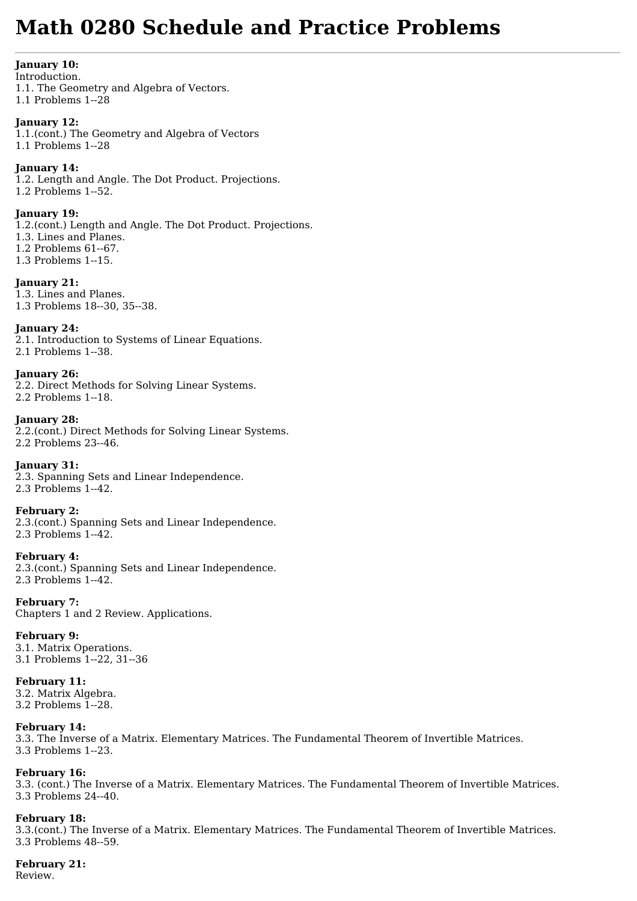# Math 0280 Schedule and Practice Problems

---

**January 10:**
Introduction.
1.1. The Geometry and Algebra of Vectors.
1.1 Problems 1--28

**January 12:**
1.1.(cont.) The Geometry and Algebra of Vectors
1.1 Problems 1--28

**January 14:**
1.2. Length and Angle. The Dot Product. Projections.
1.2 Problems 1--52.

**January 19:**
1.2.(cont.) Length and Angle. The Dot Product. Projections.
1.3. Lines and Planes.
1.2 Problems 61--67.
1.3 Problems 1--15.

**January 21:**
1.3. Lines and Planes.
1.3 Problems 18--30, 35--38.

**January 24:**
2.1. Introduction to Systems of Linear Equations.
2.1 Problems 1--38.

**January 26:**
2.2. Direct Methods for Solving Linear Systems.
2.2 Problems 1--18.

**January 28:**
2.2.(cont.) Direct Methods for Solving Linear Systems.
2.2 Problems 23--46.

**January 31:**
2.3. Spanning Sets and Linear Independence.
2.3 Problems 1--42.

**February 2:**
2.3.(cont.) Spanning Sets and Linear Independence.
2.3 Problems 1--42.

**February 4:**
2.3.(cont.) Spanning Sets and Linear Independence.
2.3 Problems 1--42.

**February 7:**
Chapters 1 and 2 Review. Applications.

**February 9:**
3.1. Matrix Operations.
3.1 Problems 1--22, 31--36

**February 11:**
3.2. Matrix Algebra.
3.2 Problems 1--28.

**February 14:**
3.3. The Inverse of a Matrix. Elementary Matrices. The Fundamental Theorem of Invertible Matrices.
3.3 Problems 1--23.

**February 16:**
3.3. (cont.) The Inverse of a Matrix. Elementary Matrices. The Fundamental Theorem of Invertible Matrices.
3.3 Problems 24--40.

**February 18:**
3.3.(cont.) The Inverse of a Matrix. Elementary Matrices. The Fundamental Theorem of Invertible Matrices.
3.3 Problems 48--59.

**February 21:**
Review.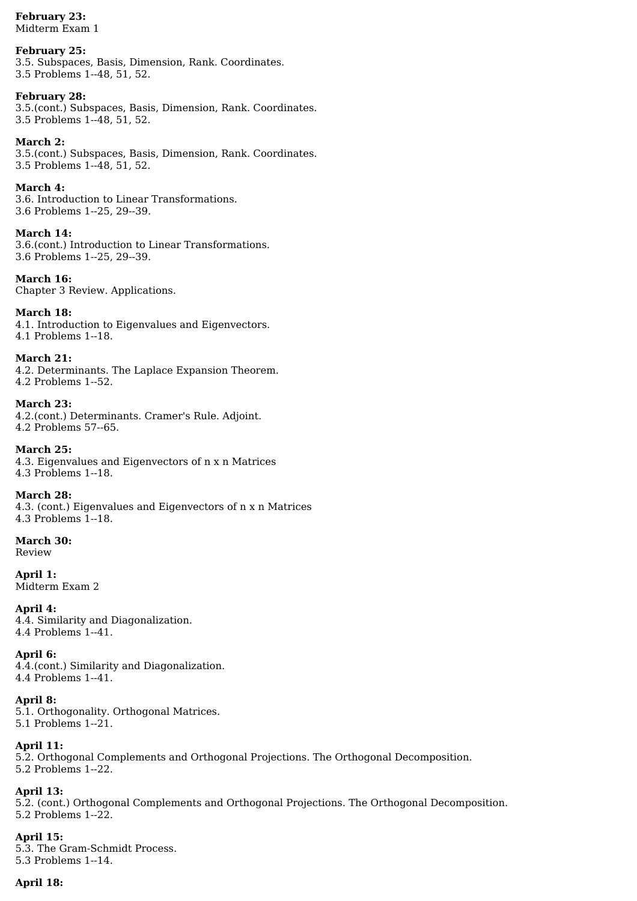**February 23:**
Midterm Exam 1

**February 25:**
3.5. Subspaces, Basis, Dimension, Rank. Coordinates.
3.5 Problems 1--48, 51, 52.

**February 28:**
3.5.(cont.) Subspaces, Basis, Dimension, Rank. Coordinates.
3.5 Problems 1--48, 51, 52.

**March 2:**
3.5.(cont.) Subspaces, Basis, Dimension, Rank. Coordinates.
3.5 Problems 1--48, 51, 52.

**March 4:**
3.6. Introduction to Linear Transformations.
3.6 Problems 1--25, 29--39.

**March 14:**
3.6.(cont.) Introduction to Linear Transformations.
3.6 Problems 1--25, 29--39.

**March 16:**
Chapter 3 Review. Applications.

**March 18:**
4.1. Introduction to Eigenvalues and Eigenvectors.
4.1 Problems 1--18.

**March 21:**
4.2. Determinants. The Laplace Expansion Theorem.
4.2 Problems 1--52.

**March 23:**
4.2.(cont.) Determinants. Cramer's Rule. Adjoint.
4.2 Problems 57--65.

**March 25:**
4.3. Eigenvalues and Eigenvectors of n x n Matrices
4.3 Problems 1--18.

**March 28:**
4.3. (cont.) Eigenvalues and Eigenvectors of n x n Matrices
4.3 Problems 1--18.

**March 30:**
Review

**April 1:**
Midterm Exam 2

**April 4:**
4.4. Similarity and Diagonalization.
4.4 Problems 1--41.

**April 6:**
4.4.(cont.) Similarity and Diagonalization.
4.4 Problems 1--41.

**April 8:**
5.1. Orthogonality. Orthogonal Matrices.
5.1 Problems 1--21.

**April 11:**
5.2. Orthogonal Complements and Orthogonal Projections. The Orthogonal Decomposition.
5.2 Problems 1--22.

**April 13:**
5.2. (cont.) Orthogonal Complements and Orthogonal Projections. The Orthogonal Decomposition.
5.2 Problems 1--22.

**April 15:**
5.3. The Gram-Schmidt Process.
5.3 Problems 1--14.

**April 18:**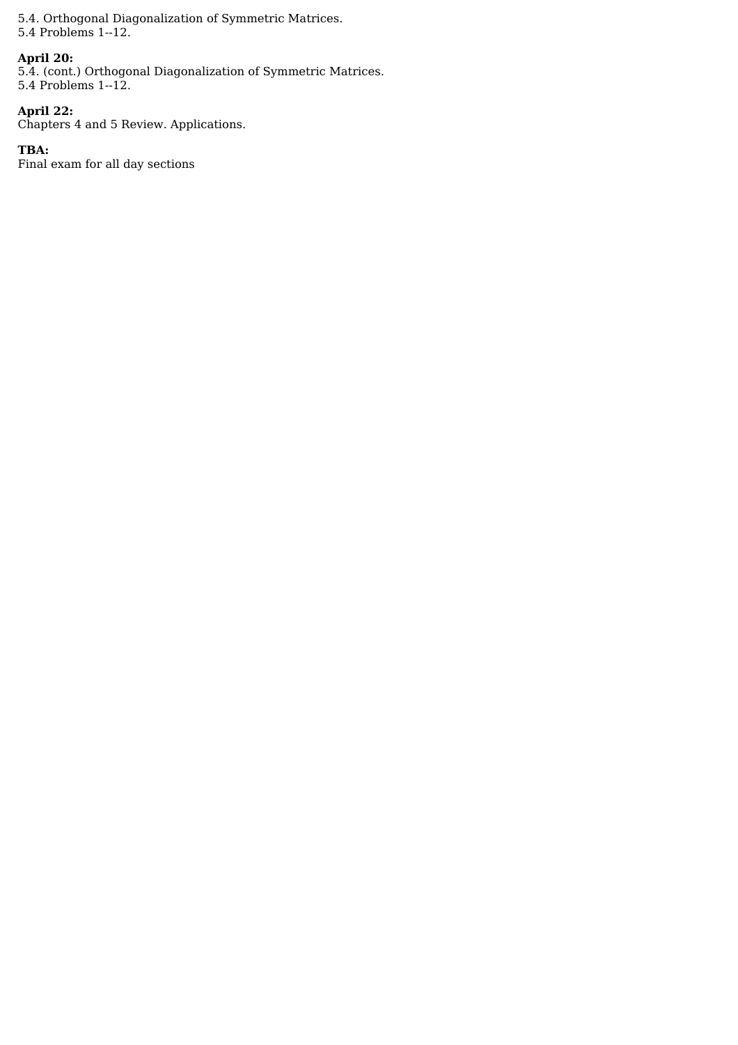5.4. Orthogonal Diagonalization of Symmetric Matrices.
5.4 Problems 1--12.

**April 20:**
5.4. (cont.) Orthogonal Diagonalization of Symmetric Matrices.
5.4 Problems 1--12.

**April 22:**
Chapters 4 and 5 Review. Applications.

**TBA:**
Final exam for all day sections